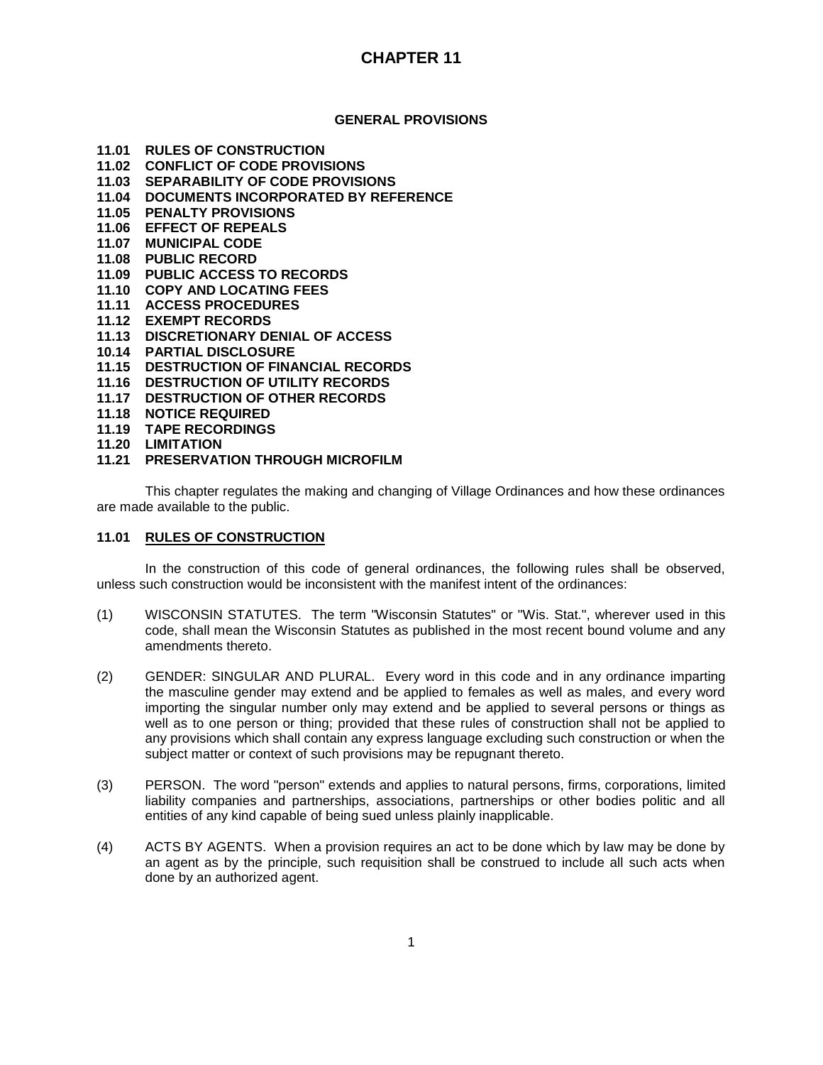# CHAPTER 11

## GENERAL PROVISIONS

**11.01 RULES OF CONSTRUCTION**
**11.02 CONFLICT OF CODE PROVISIONS**
**11.03 SEPARABILITY OF CODE PROVISIONS**
**11.04 DOCUMENTS INCORPORATED BY REFERENCE**
**11.05 PENALTY PROVISIONS**
**11.06 EFFECT OF REPEALS**
**11.07 MUNICIPAL CODE**
**11.08 PUBLIC RECORD**
**11.09 PUBLIC ACCESS TO RECORDS**
**11.10 COPY AND LOCATING FEES**
**11.11 ACCESS PROCEDURES**
**11.12 EXEMPT RECORDS**
**11.13 DISCRETIONARY DENIAL OF ACCESS**
**10.14 PARTIAL DISCLOSURE**
**11.15 DESTRUCTION OF FINANCIAL RECORDS**
**11.16 DESTRUCTION OF UTILITY RECORDS**
**11.17 DESTRUCTION OF OTHER RECORDS**
**11.18 NOTICE REQUIRED**
**11.19 TAPE RECORDINGS**
**11.20 LIMITATION**
**11.21 PRESERVATION THROUGH MICROFILM**

This chapter regulates the making and changing of Village Ordinances and how these ordinances are made available to the public.

### 11.01 RULES OF CONSTRUCTION

In the construction of this code of general ordinances, the following rules shall be observed, unless such construction would be inconsistent with the manifest intent of the ordinances:

(1) WISCONSIN STATUTES. The term "Wisconsin Statutes" or "Wis. Stat.", wherever used in this code, shall mean the Wisconsin Statutes as published in the most recent bound volume and any amendments thereto.

(2) GENDER: SINGULAR AND PLURAL. Every word in this code and in any ordinance imparting the masculine gender may extend and be applied to females as well as males, and every word importing the singular number only may extend and be applied to several persons or things as well as to one person or thing; provided that these rules of construction shall not be applied to any provisions which shall contain any express language excluding such construction or when the subject matter or context of such provisions may be repugnant thereto.

(3) PERSON. The word "person" extends and applies to natural persons, firms, corporations, limited liability companies and partnerships, associations, partnerships or other bodies politic and all entities of any kind capable of being sued unless plainly inapplicable.

(4) ACTS BY AGENTS. When a provision requires an act to be done which by law may be done by an agent as by the principle, such requisition shall be construed to include all such acts when done by an authorized agent.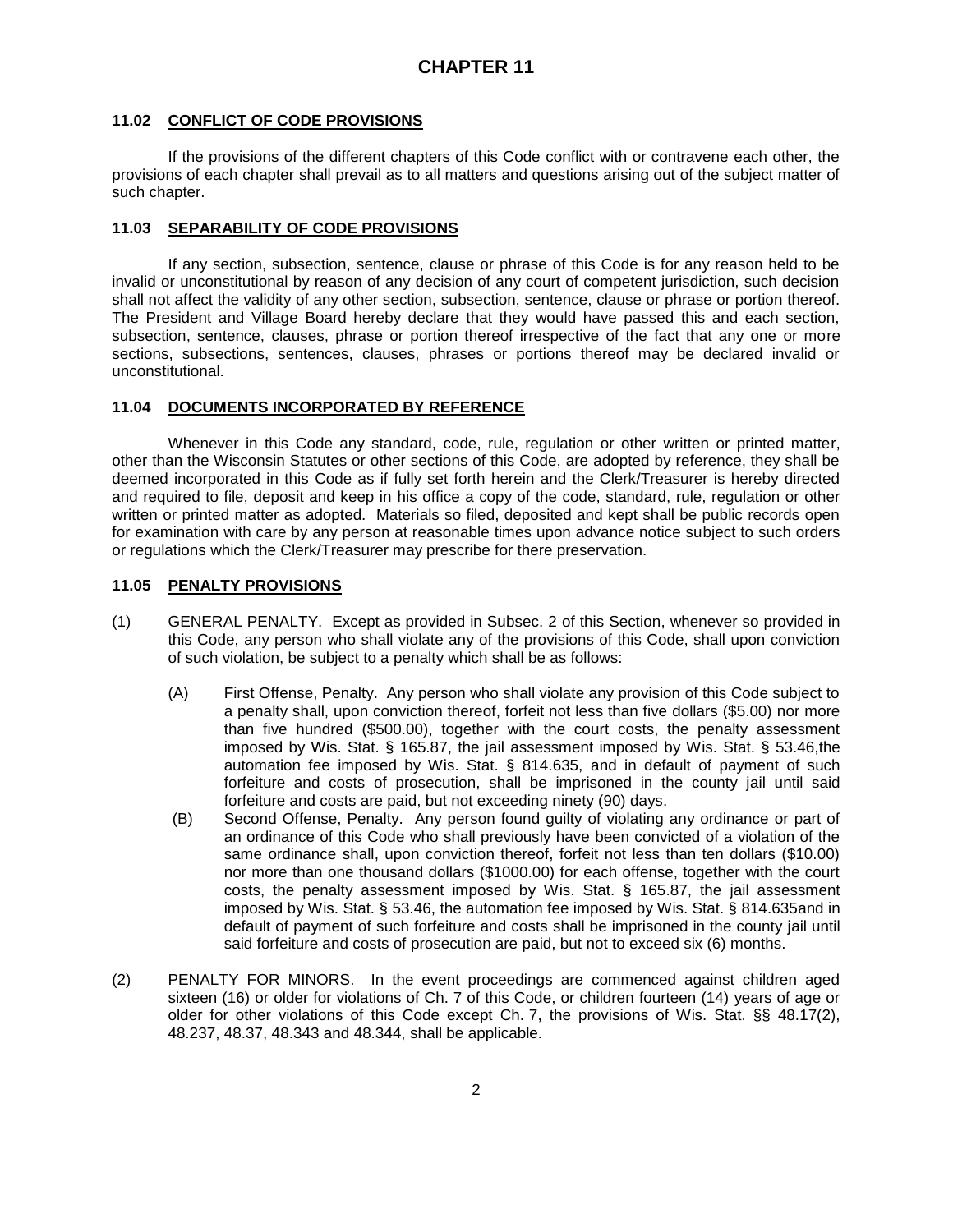# CHAPTER 11

### 11.02 CONFLICT OF CODE PROVISIONS

If the provisions of the different chapters of this Code conflict with or contravene each other, the provisions of each chapter shall prevail as to all matters and questions arising out of the subject matter of such chapter.

### 11.03 SEPARABILITY OF CODE PROVISIONS

If any section, subsection, sentence, clause or phrase of this Code is for any reason held to be invalid or unconstitutional by reason of any decision of any court of competent jurisdiction, such decision shall not affect the validity of any other section, subsection, sentence, clause or phrase or portion thereof. The President and Village Board hereby declare that they would have passed this and each section, subsection, sentence, clauses, phrase or portion thereof irrespective of the fact that any one or more sections, subsections, sentences, clauses, phrases or portions thereof may be declared invalid or unconstitutional.

### 11.04 DOCUMENTS INCORPORATED BY REFERENCE

Whenever in this Code any standard, code, rule, regulation or other written or printed matter, other than the Wisconsin Statutes or other sections of this Code, are adopted by reference, they shall be deemed incorporated in this Code as if fully set forth herein and the Clerk/Treasurer is hereby directed and required to file, deposit and keep in his office a copy of the code, standard, rule, regulation or other written or printed matter as adopted. Materials so filed, deposited and kept shall be public records open for examination with care by any person at reasonable times upon advance notice subject to such orders or regulations which the Clerk/Treasurer may prescribe for there preservation.

### 11.05 PENALTY PROVISIONS

(1) GENERAL PENALTY. Except as provided in Subsec. 2 of this Section, whenever so provided in this Code, any person who shall violate any of the provisions of this Code, shall upon conviction of such violation, be subject to a penalty which shall be as follows:

(A) First Offense, Penalty. Any person who shall violate any provision of this Code subject to a penalty shall, upon conviction thereof, forfeit not less than five dollars ($5.00) nor more than five hundred ($500.00), together with the court costs, the penalty assessment imposed by Wis. Stat. § 165.87, the jail assessment imposed by Wis. Stat. § 53.46,the automation fee imposed by Wis. Stat. § 814.635, and in default of payment of such forfeiture and costs of prosecution, shall be imprisoned in the county jail until said forfeiture and costs are paid, but not exceeding ninety (90) days.

(B) Second Offense, Penalty. Any person found guilty of violating any ordinance or part of an ordinance of this Code who shall previously have been convicted of a violation of the same ordinance shall, upon conviction thereof, forfeit not less than ten dollars ($10.00) nor more than one thousand dollars ($1000.00) for each offense, together with the court costs, the penalty assessment imposed by Wis. Stat. § 165.87, the jail assessment imposed by Wis. Stat. § 53.46, the automation fee imposed by Wis. Stat. § 814.635and in default of payment of such forfeiture and costs shall be imprisoned in the county jail until said forfeiture and costs of prosecution are paid, but not to exceed six (6) months.

(2) PENALTY FOR MINORS. In the event proceedings are commenced against children aged sixteen (16) or older for violations of Ch. 7 of this Code, or children fourteen (14) years of age or older for other violations of this Code except Ch. 7, the provisions of Wis. Stat. §§ 48.17(2), 48.237, 48.37, 48.343 and 48.344, shall be applicable.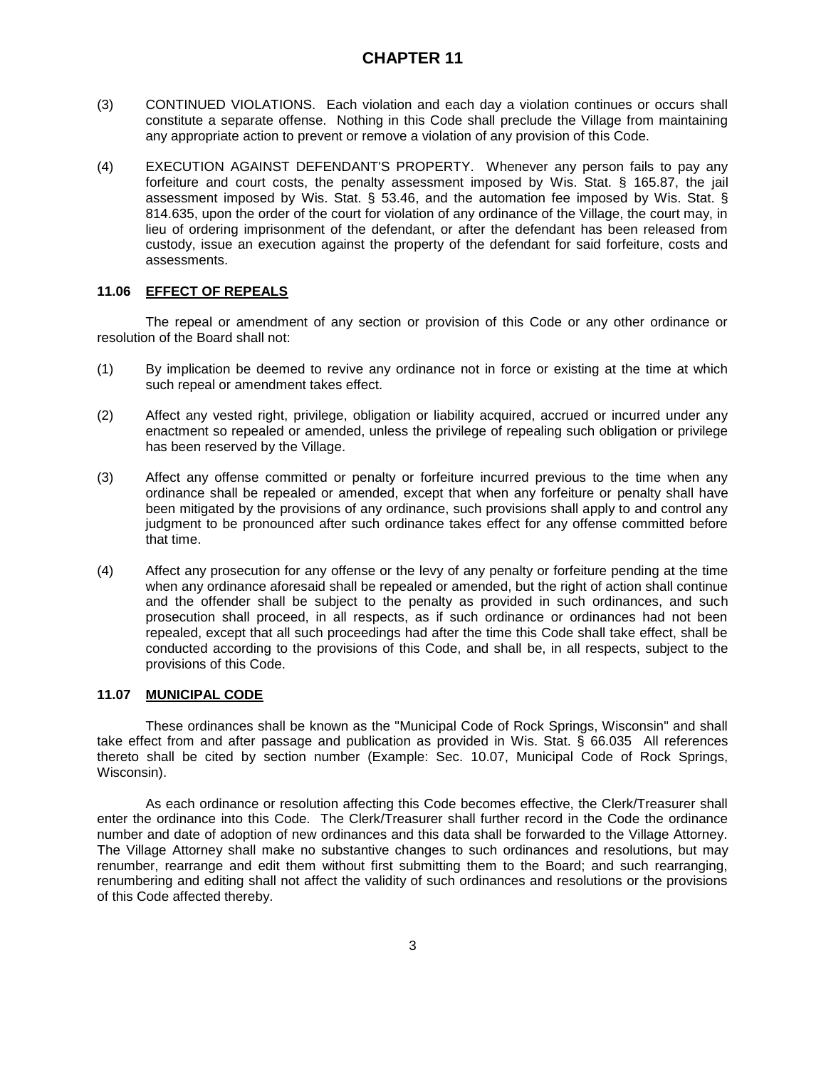(3) CONTINUED VIOLATIONS. Each violation and each day a violation continues or occurs shall constitute a separate offense. Nothing in this Code shall preclude the Village from maintaining any appropriate action to prevent or remove a violation of any provision of this Code.

(4) EXECUTION AGAINST DEFENDANT'S PROPERTY. Whenever any person fails to pay any forfeiture and court costs, the penalty assessment imposed by Wis. Stat. § 165.87, the jail assessment imposed by Wis. Stat. § 53.46, and the automation fee imposed by Wis. Stat. § 814.635, upon the order of the court for violation of any ordinance of the Village, the court may, in lieu of ordering imprisonment of the defendant, or after the defendant has been released from custody, issue an execution against the property of the defendant for said forfeiture, costs and assessments.

### 11.06 EFFECT OF REPEALS

The repeal or amendment of any section or provision of this Code or any other ordinance or resolution of the Board shall not:

(1) By implication be deemed to revive any ordinance not in force or existing at the time at which such repeal or amendment takes effect.

(2) Affect any vested right, privilege, obligation or liability acquired, accrued or incurred under any enactment so repealed or amended, unless the privilege of repealing such obligation or privilege has been reserved by the Village.

(3) Affect any offense committed or penalty or forfeiture incurred previous to the time when any ordinance shall be repealed or amended, except that when any forfeiture or penalty shall have been mitigated by the provisions of any ordinance, such provisions shall apply to and control any judgment to be pronounced after such ordinance takes effect for any offense committed before that time.

(4) Affect any prosecution for any offense or the levy of any penalty or forfeiture pending at the time when any ordinance aforesaid shall be repealed or amended, but the right of action shall continue and the offender shall be subject to the penalty as provided in such ordinances, and such prosecution shall proceed, in all respects, as if such ordinance or ordinances had not been repealed, except that all such proceedings had after the time this Code shall take effect, shall be conducted according to the provisions of this Code, and shall be, in all respects, subject to the provisions of this Code.

### 11.07 MUNICIPAL CODE

These ordinances shall be known as the "Municipal Code of Rock Springs, Wisconsin" and shall take effect from and after passage and publication as provided in Wis. Stat. § 66.035 All references thereto shall be cited by section number (Example: Sec. 10.07, Municipal Code of Rock Springs, Wisconsin).

As each ordinance or resolution affecting this Code becomes effective, the Clerk/Treasurer shall enter the ordinance into this Code. The Clerk/Treasurer shall further record in the Code the ordinance number and date of adoption of new ordinances and this data shall be forwarded to the Village Attorney. The Village Attorney shall make no substantive changes to such ordinances and resolutions, but may renumber, rearrange and edit them without first submitting them to the Board; and such rearranging, renumbering and editing shall not affect the validity of such ordinances and resolutions or the provisions of this Code affected thereby.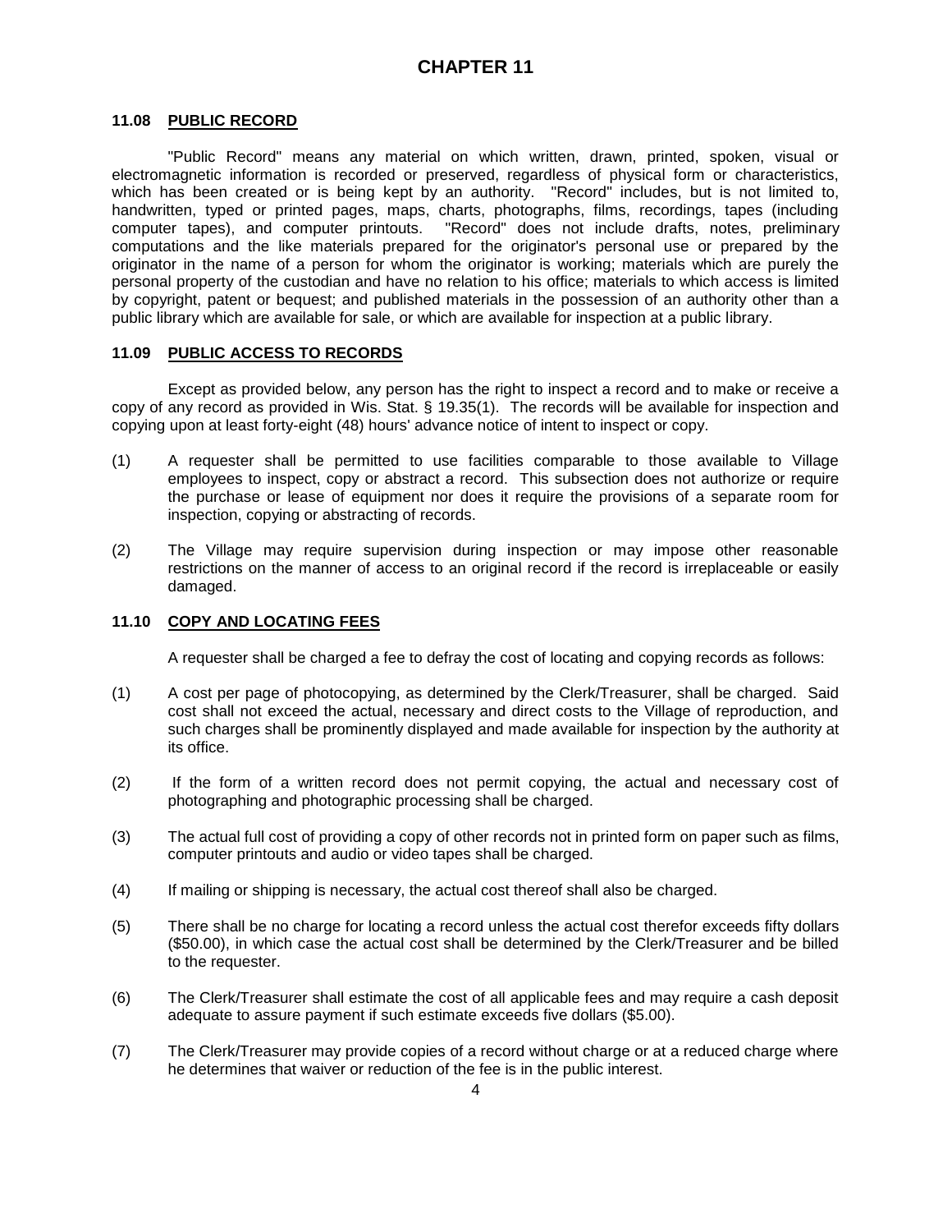# CHAPTER 11

**11.08 PUBLIC RECORD**

"Public Record" means any material on which written, drawn, printed, spoken, visual or electromagnetic information is recorded or preserved, regardless of physical form or characteristics, which has been created or is being kept by an authority. "Record" includes, but is not limited to, handwritten, typed or printed pages, maps, charts, photographs, films, recordings, tapes (including computer tapes), and computer printouts. "Record" does not include drafts, notes, preliminary computations and the like materials prepared for the originator's personal use or prepared by the originator in the name of a person for whom the originator is working; materials which are purely the personal property of the custodian and have no relation to his office; materials to which access is limited by copyright, patent or bequest; and published materials in the possession of an authority other than a public library which are available for sale, or which are available for inspection at a public library.

**11.09 PUBLIC ACCESS TO RECORDS**

Except as provided below, any person has the right to inspect a record and to make or receive a copy of any record as provided in Wis. Stat. § 19.35(1). The records will be available for inspection and copying upon at least forty-eight (48) hours' advance notice of intent to inspect or copy.

(1) A requester shall be permitted to use facilities comparable to those available to Village employees to inspect, copy or abstract a record. This subsection does not authorize or require the purchase or lease of equipment nor does it require the provisions of a separate room for inspection, copying or abstracting of records.

(2) The Village may require supervision during inspection or may impose other reasonable restrictions on the manner of access to an original record if the record is irreplaceable or easily damaged.

**11.10 COPY AND LOCATING FEES**

A requester shall be charged a fee to defray the cost of locating and copying records as follows:

(1) A cost per page of photocopying, as determined by the Clerk/Treasurer, shall be charged. Said cost shall not exceed the actual, necessary and direct costs to the Village of reproduction, and such charges shall be prominently displayed and made available for inspection by the authority at its office.

(2) If the form of a written record does not permit copying, the actual and necessary cost of photographing and photographic processing shall be charged.

(3) The actual full cost of providing a copy of other records not in printed form on paper such as films, computer printouts and audio or video tapes shall be charged.

(4) If mailing or shipping is necessary, the actual cost thereof shall also be charged.

(5) There shall be no charge for locating a record unless the actual cost therefor exceeds fifty dollars ($50.00), in which case the actual cost shall be determined by the Clerk/Treasurer and be billed to the requester.

(6) The Clerk/Treasurer shall estimate the cost of all applicable fees and may require a cash deposit adequate to assure payment if such estimate exceeds five dollars ($5.00).

(7) The Clerk/Treasurer may provide copies of a record without charge or at a reduced charge where he determines that waiver or reduction of the fee is in the public interest.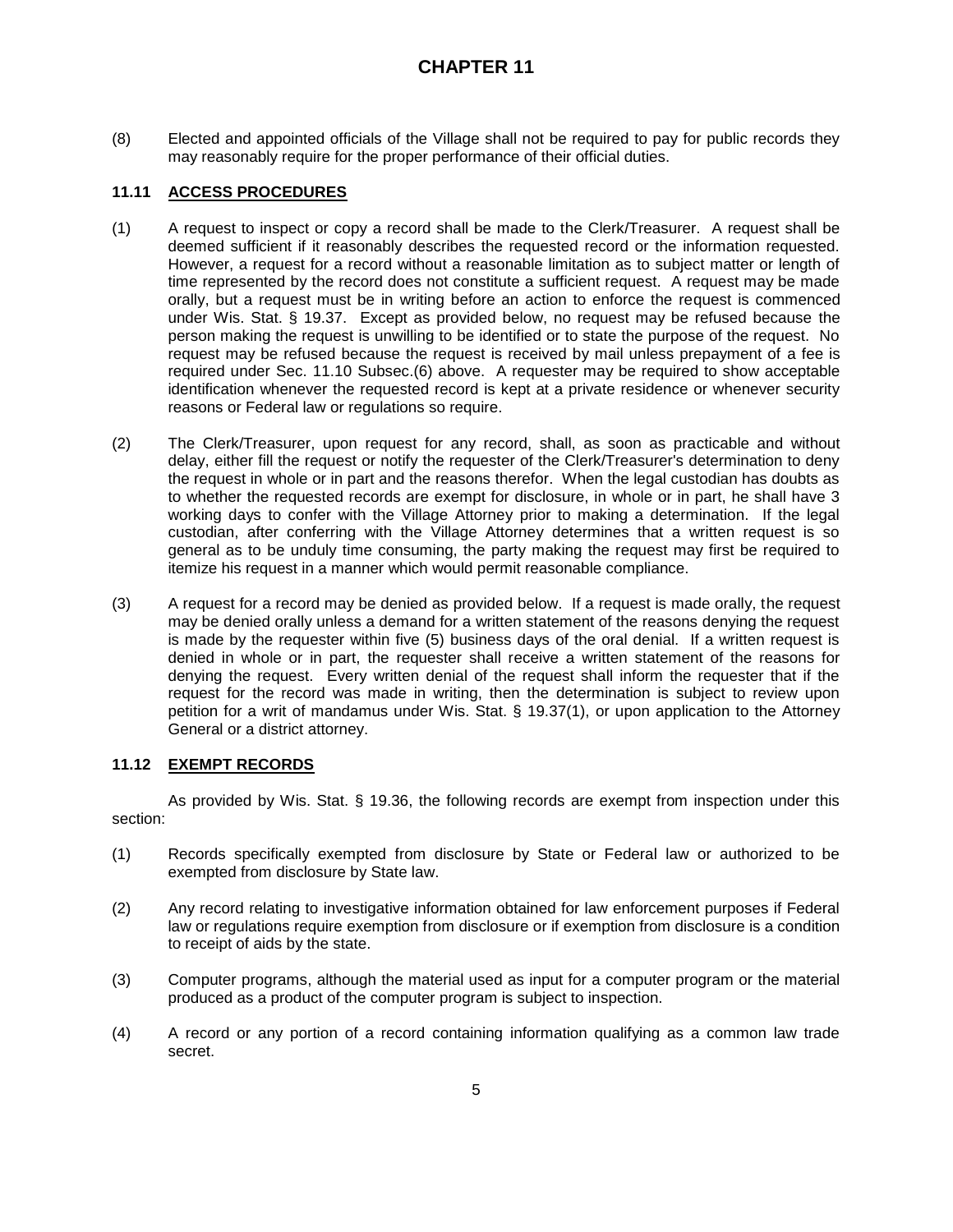(8) Elected and appointed officials of the Village shall not be required to pay for public records they may reasonably require for the proper performance of their official duties.

### 11.11 ACCESS PROCEDURES

(1) A request to inspect or copy a record shall be made to the Clerk/Treasurer. A request shall be deemed sufficient if it reasonably describes the requested record or the information requested. However, a request for a record without a reasonable limitation as to subject matter or length of time represented by the record does not constitute a sufficient request. A request may be made orally, but a request must be in writing before an action to enforce the request is commenced under Wis. Stat. § 19.37. Except as provided below, no request may be refused because the person making the request is unwilling to be identified or to state the purpose of the request. No request may be refused because the request is received by mail unless prepayment of a fee is required under Sec. 11.10 Subsec.(6) above. A requester may be required to show acceptable identification whenever the requested record is kept at a private residence or whenever security reasons or Federal law or regulations so require.

(2) The Clerk/Treasurer, upon request for any record, shall, as soon as practicable and without delay, either fill the request or notify the requester of the Clerk/Treasurer's determination to deny the request in whole or in part and the reasons therefor. When the legal custodian has doubts as to whether the requested records are exempt for disclosure, in whole or in part, he shall have 3 working days to confer with the Village Attorney prior to making a determination. If the legal custodian, after conferring with the Village Attorney determines that a written request is so general as to be unduly time consuming, the party making the request may first be required to itemize his request in a manner which would permit reasonable compliance.

(3) A request for a record may be denied as provided below. If a request is made orally, the request may be denied orally unless a demand for a written statement of the reasons denying the request is made by the requester within five (5) business days of the oral denial. If a written request is denied in whole or in part, the requester shall receive a written statement of the reasons for denying the request. Every written denial of the request shall inform the requester that if the request for the record was made in writing, then the determination is subject to review upon petition for a writ of mandamus under Wis. Stat. § 19.37(1), or upon application to the Attorney General or a district attorney.

### 11.12 EXEMPT RECORDS

As provided by Wis. Stat. § 19.36, the following records are exempt from inspection under this section:

(1) Records specifically exempted from disclosure by State or Federal law or authorized to be exempted from disclosure by State law.

(2) Any record relating to investigative information obtained for law enforcement purposes if Federal law or regulations require exemption from disclosure or if exemption from disclosure is a condition to receipt of aids by the state.

(3) Computer programs, although the material used as input for a computer program or the material produced as a product of the computer program is subject to inspection.

(4) A record or any portion of a record containing information qualifying as a common law trade secret.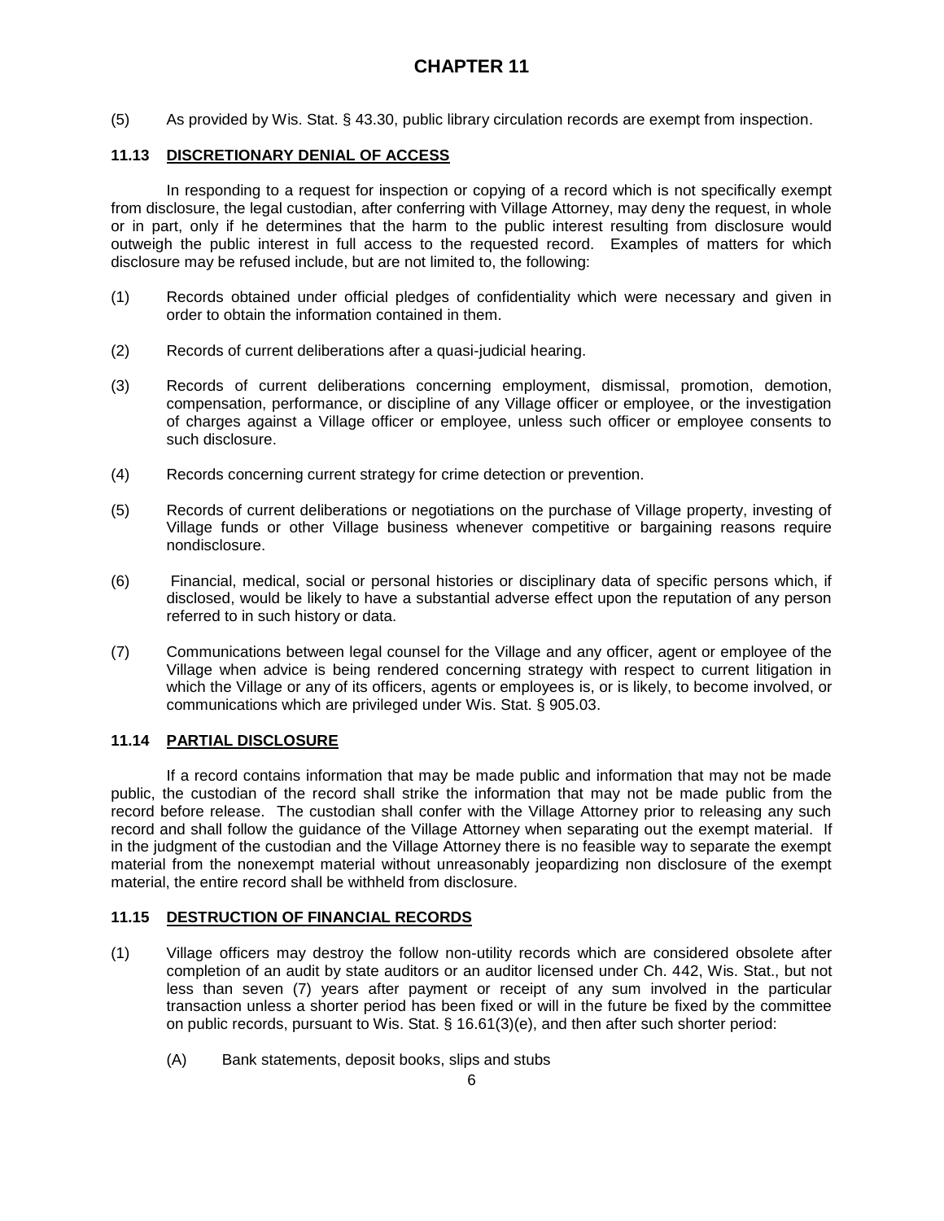# CHAPTER 11

(5) As provided by Wis. Stat. § 43.30, public library circulation records are exempt from inspection.

### 11.13 DISCRETIONARY DENIAL OF ACCESS

In responding to a request for inspection or copying of a record which is not specifically exempt from disclosure, the legal custodian, after conferring with Village Attorney, may deny the request, in whole or in part, only if he determines that the harm to the public interest resulting from disclosure would outweigh the public interest in full access to the requested record. Examples of matters for which disclosure may be refused include, but are not limited to, the following:

(1) Records obtained under official pledges of confidentiality which were necessary and given in order to obtain the information contained in them.

(2) Records of current deliberations after a quasi-judicial hearing.

(3) Records of current deliberations concerning employment, dismissal, promotion, demotion, compensation, performance, or discipline of any Village officer or employee, or the investigation of charges against a Village officer or employee, unless such officer or employee consents to such disclosure.

(4) Records concerning current strategy for crime detection or prevention.

(5) Records of current deliberations or negotiations on the purchase of Village property, investing of Village funds or other Village business whenever competitive or bargaining reasons require nondisclosure.

(6) Financial, medical, social or personal histories or disciplinary data of specific persons which, if disclosed, would be likely to have a substantial adverse effect upon the reputation of any person referred to in such history or data.

(7) Communications between legal counsel for the Village and any officer, agent or employee of the Village when advice is being rendered concerning strategy with respect to current litigation in which the Village or any of its officers, agents or employees is, or is likely, to become involved, or communications which are privileged under Wis. Stat. § 905.03.

### 11.14 PARTIAL DISCLOSURE

If a record contains information that may be made public and information that may not be made public, the custodian of the record shall strike the information that may not be made public from the record before release. The custodian shall confer with the Village Attorney prior to releasing any such record and shall follow the guidance of the Village Attorney when separating out the exempt material. If in the judgment of the custodian and the Village Attorney there is no feasible way to separate the exempt material from the nonexempt material without unreasonably jeopardizing non disclosure of the exempt material, the entire record shall be withheld from disclosure.

### 11.15 DESTRUCTION OF FINANCIAL RECORDS

(1) Village officers may destroy the follow non-utility records which are considered obsolete after completion of an audit by state auditors or an auditor licensed under Ch. 442, Wis. Stat., but not less than seven (7) years after payment or receipt of any sum involved in the particular transaction unless a shorter period has been fixed or will in the future be fixed by the committee on public records, pursuant to Wis. Stat. § 16.61(3)(e), and then after such shorter period:

(A) Bank statements, deposit books, slips and stubs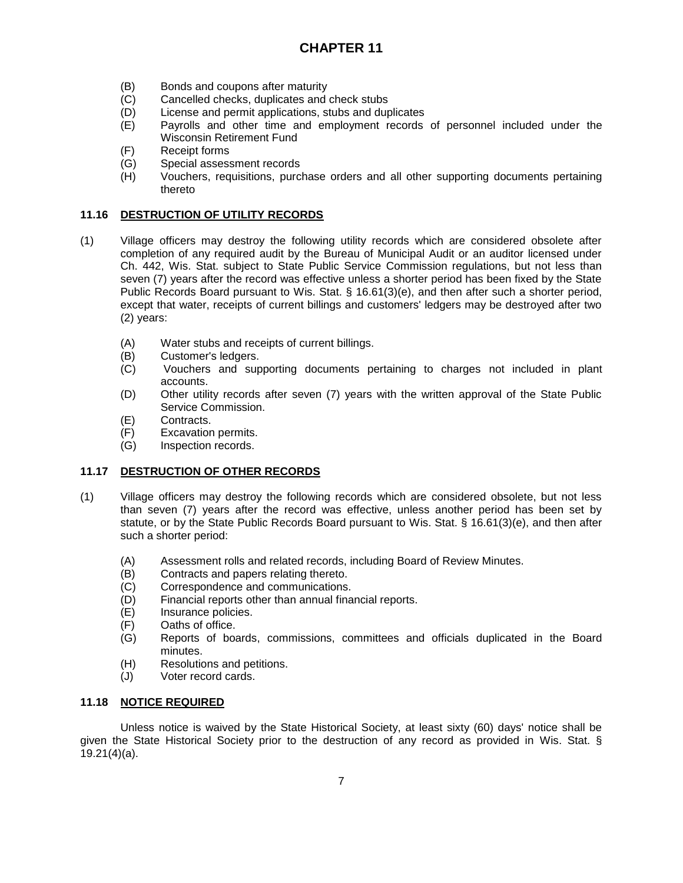(B) Bonds and coupons after maturity
(C) Cancelled checks, duplicates and check stubs
(D) License and permit applications, stubs and duplicates
(E) Payrolls and other time and employment records of personnel included under the Wisconsin Retirement Fund
(F) Receipt forms
(G) Special assessment records
(H) Vouchers, requisitions, purchase orders and all other supporting documents pertaining thereto

### 11.16 DESTRUCTION OF UTILITY RECORDS

(1) Village officers may destroy the following utility records which are considered obsolete after completion of any required audit by the Bureau of Municipal Audit or an auditor licensed under Ch. 442, Wis. Stat. subject to State Public Service Commission regulations, but not less than seven (7) years after the record was effective unless a shorter period has been fixed by the State Public Records Board pursuant to Wis. Stat. § 16.61(3)(e), and then after such a shorter period, except that water, receipts of current billings and customers' ledgers may be destroyed after two (2) years:

(A) Water stubs and receipts of current billings.
(B) Customer's ledgers.
(C) Vouchers and supporting documents pertaining to charges not included in plant accounts.
(D) Other utility records after seven (7) years with the written approval of the State Public Service Commission.
(E) Contracts.
(F) Excavation permits.
(G) Inspection records.

### 11.17 DESTRUCTION OF OTHER RECORDS

(1) Village officers may destroy the following records which are considered obsolete, but not less than seven (7) years after the record was effective, unless another period has been set by statute, or by the State Public Records Board pursuant to Wis. Stat. § 16.61(3)(e), and then after such a shorter period:

(A) Assessment rolls and related records, including Board of Review Minutes.
(B) Contracts and papers relating thereto.
(C) Correspondence and communications.
(D) Financial reports other than annual financial reports.
(E) Insurance policies.
(F) Oaths of office.
(G) Reports of boards, commissions, committees and officials duplicated in the Board minutes.
(H) Resolutions and petitions.
(J) Voter record cards.

### 11.18 NOTICE REQUIRED

Unless notice is waived by the State Historical Society, at least sixty (60) days' notice shall be given the State Historical Society prior to the destruction of any record as provided in Wis. Stat. § 19.21(4)(a).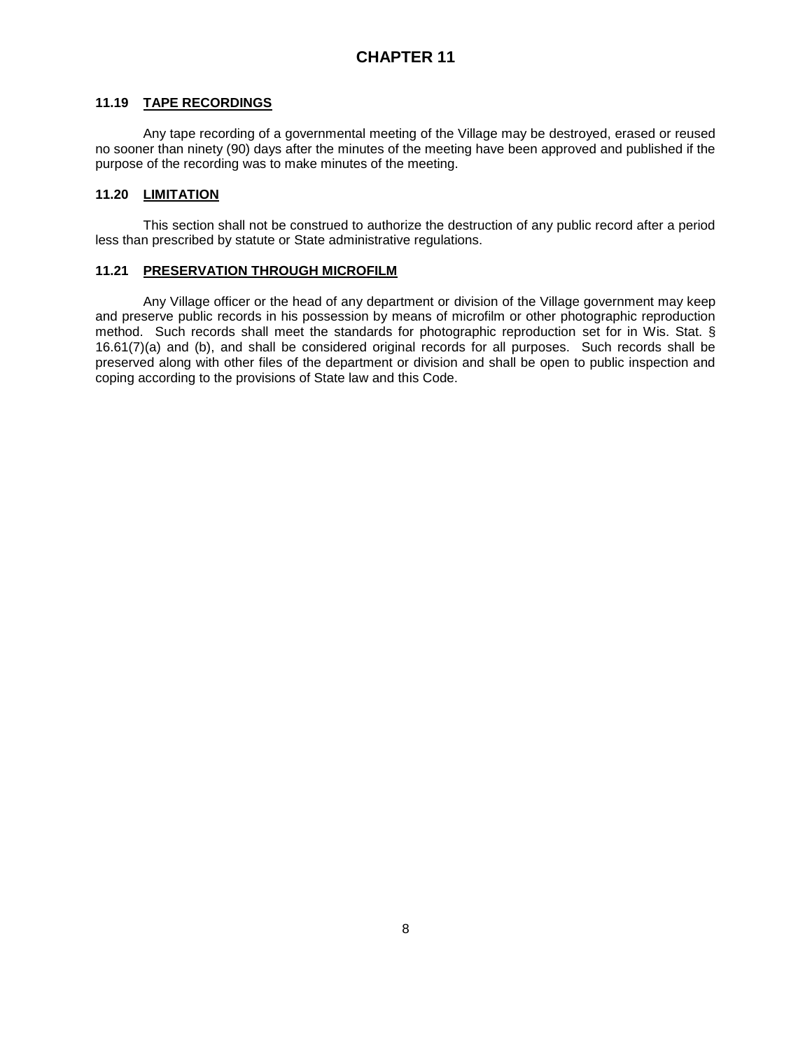# CHAPTER 11

### 11.19 TAPE RECORDINGS

Any tape recording of a governmental meeting of the Village may be destroyed, erased or reused no sooner than ninety (90) days after the minutes of the meeting have been approved and published if the purpose of the recording was to make minutes of the meeting.

### 11.20 LIMITATION

This section shall not be construed to authorize the destruction of any public record after a period less than prescribed by statute or State administrative regulations.

### 11.21 PRESERVATION THROUGH MICROFILM

Any Village officer or the head of any department or division of the Village government may keep and preserve public records in his possession by means of microfilm or other photographic reproduction method. Such records shall meet the standards for photographic reproduction set for in Wis. Stat. § 16.61(7)(a) and (b), and shall be considered original records for all purposes. Such records shall be preserved along with other files of the department or division and shall be open to public inspection and coping according to the provisions of State law and this Code.